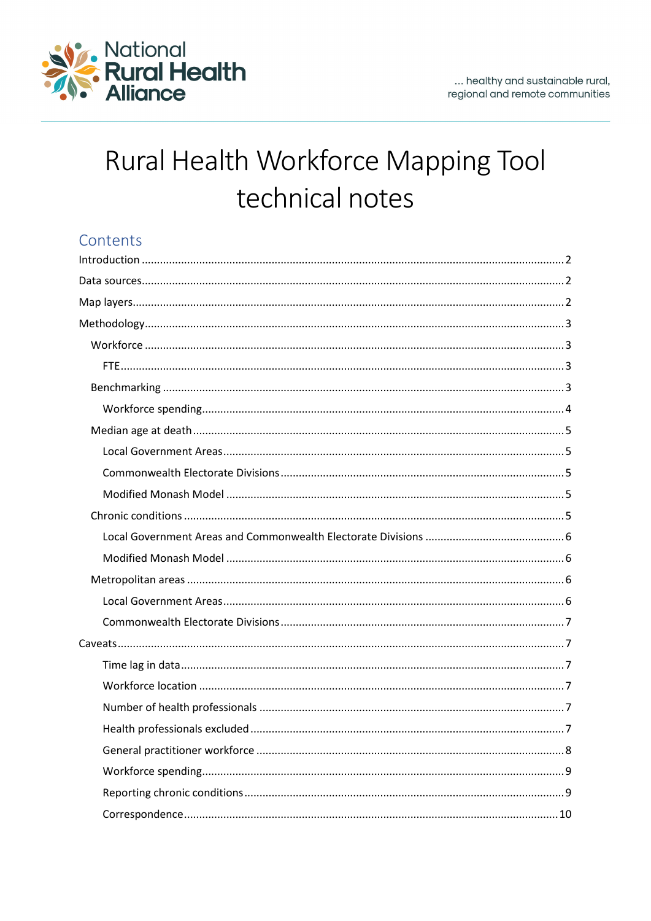National Rural Health Alliance

... healthy and sustainable rural, regional and remote communities

# Rural Health Workforce Mapping Tool technical notes

## Contents

Introduction ..... 2
Data sources ..... 2
Map layers ..... 2
Methodology ..... 3
- Workforce ..... 3
  - FTE ..... 3
- Benchmarking ..... 3
  - Workforce spending ..... 4
- Median age at death ..... 5
  - Local Government Areas ..... 5
  - Commonwealth Electorate Divisions ..... 5
  - Modified Monash Model ..... 5
- Chronic conditions ..... 5
  - Local Government Areas and Commonwealth Electorate Divisions ..... 6
  - Modified Monash Model ..... 6
- Metropolitan areas ..... 6
  - Local Government Areas ..... 6
  - Commonwealth Electorate Divisions ..... 7

Caveats ..... 7
- Time lag in data ..... 7
- Workforce location ..... 7
- Number of health professionals ..... 7
- Health professionals excluded ..... 7
- General practitioner workforce ..... 8
- Workforce spending ..... 9
- Reporting chronic conditions ..... 9
- Correspondence ..... 10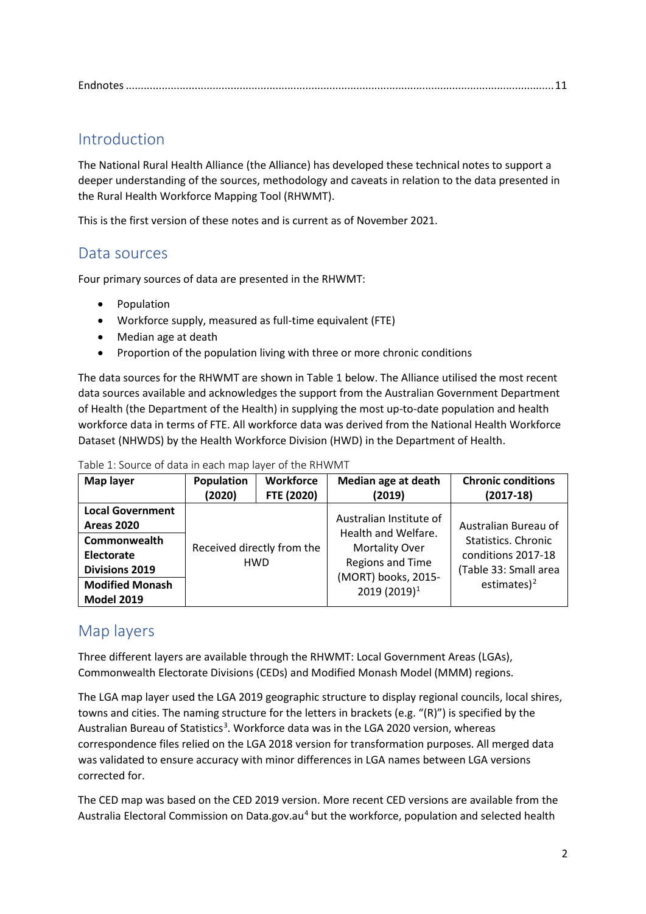Endnotes ..........................................................................................................................................11

## Introduction

The National Rural Health Alliance (the Alliance) has developed these technical notes to support a deeper understanding of the sources, methodology and caveats in relation to the data presented in the Rural Health Workforce Mapping Tool (RHWMT).

This is the first version of these notes and is current as of November 2021.

## Data sources

Four primary sources of data are presented in the RHWMT:

- Population
- Workforce supply, measured as full-time equivalent (FTE)
- Median age at death
- Proportion of the population living with three or more chronic conditions

The data sources for the RHWMT are shown in Table 1 below. The Alliance utilised the most recent data sources available and acknowledges the support from the Australian Government Department of Health (the Department of the Health) in supplying the most up-to-date population and health workforce data in terms of FTE. All workforce data was derived from the National Health Workforce Dataset (NHWDS) by the Health Workforce Division (HWD) in the Department of Health.

Table 1: Source of data in each map layer of the RHWMT

| Map layer | Population (2020) | Workforce FTE (2020) | Median age at death (2019) | Chronic conditions (2017-18) |
|---|---|---|---|---|
| **Local Government Areas 2020** | Received directly from the HWD | | Australian Institute of Health and Welfare. Mortality Over Regions and Time (MORT) books, 2015-2019 (2019)[1] | Australian Bureau of Statistics. Chronic conditions 2017-18 (Table 33: Small area estimates)[2] |
| **Commonwealth Electorate Divisions 2019** | | | | |
| **Modified Monash Model 2019** | | | | |

## Map layers

Three different layers are available through the RHWMT: Local Government Areas (LGAs), Commonwealth Electorate Divisions (CEDs) and Modified Monash Model (MMM) regions.

The LGA map layer used the LGA 2019 geographic structure to display regional councils, local shires, towns and cities. The naming structure for the letters in brackets (e.g. "(R)") is specified by the Australian Bureau of Statistics[3]. Workforce data was in the LGA 2020 version, whereas correspondence files relied on the LGA 2018 version for transformation purposes. All merged data was validated to ensure accuracy with minor differences in LGA names between LGA versions corrected for.

The CED map was based on the CED 2019 version. More recent CED versions are available from the Australia Electoral Commission on Data.gov.au[4] but the workforce, population and selected health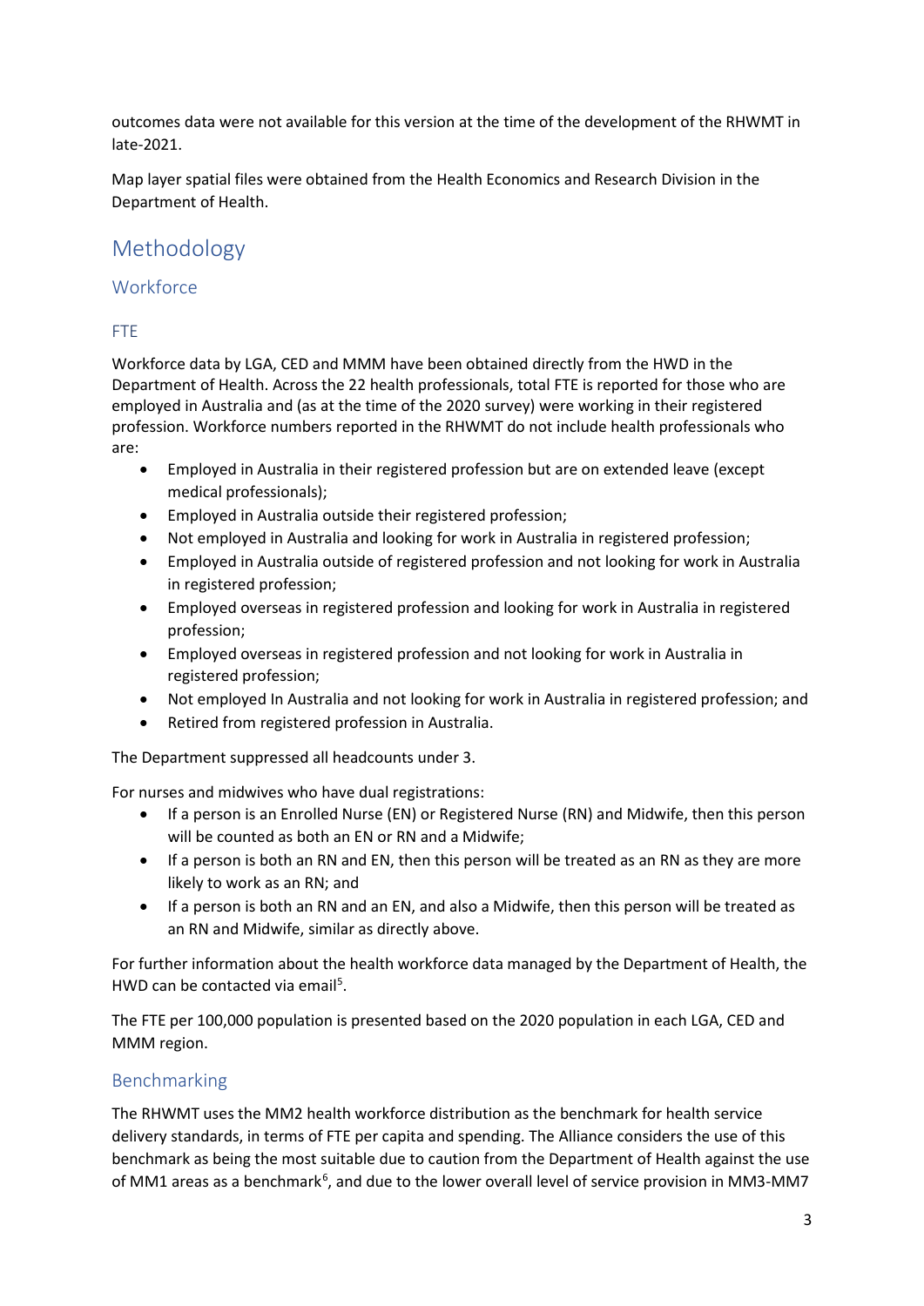outcomes data were not available for this version at the time of the development of the RHWMT in late-2021.

Map layer spatial files were obtained from the Health Economics and Research Division in the Department of Health.

# Methodology

## Workforce

### FTE

Workforce data by LGA, CED and MMM have been obtained directly from the HWD in the Department of Health. Across the 22 health professionals, total FTE is reported for those who are employed in Australia and (as at the time of the 2020 survey) were working in their registered profession. Workforce numbers reported in the RHWMT do not include health professionals who are:

- Employed in Australia in their registered profession but are on extended leave (except medical professionals);
- Employed in Australia outside their registered profession;
- Not employed in Australia and looking for work in Australia in registered profession;
- Employed in Australia outside of registered profession and not looking for work in Australia in registered profession;
- Employed overseas in registered profession and looking for work in Australia in registered profession;
- Employed overseas in registered profession and not looking for work in Australia in registered profession;
- Not employed In Australia and not looking for work in Australia in registered profession; and
- Retired from registered profession in Australia.

The Department suppressed all headcounts under 3.

For nurses and midwives who have dual registrations:

- If a person is an Enrolled Nurse (EN) or Registered Nurse (RN) and Midwife, then this person will be counted as both an EN or RN and a Midwife;
- If a person is both an RN and EN, then this person will be treated as an RN as they are more likely to work as an RN; and
- If a person is both an RN and an EN, and also a Midwife, then this person will be treated as an RN and Midwife, similar as directly above.

For further information about the health workforce data managed by the Department of Health, the HWD can be contacted via email[5].

The FTE per 100,000 population is presented based on the 2020 population in each LGA, CED and MMM region.

## Benchmarking

The RHWMT uses the MM2 health workforce distribution as the benchmark for health service delivery standards, in terms of FTE per capita and spending. The Alliance considers the use of this benchmark as being the most suitable due to caution from the Department of Health against the use of MM1 areas as a benchmark[6], and due to the lower overall level of service provision in MM3-MM7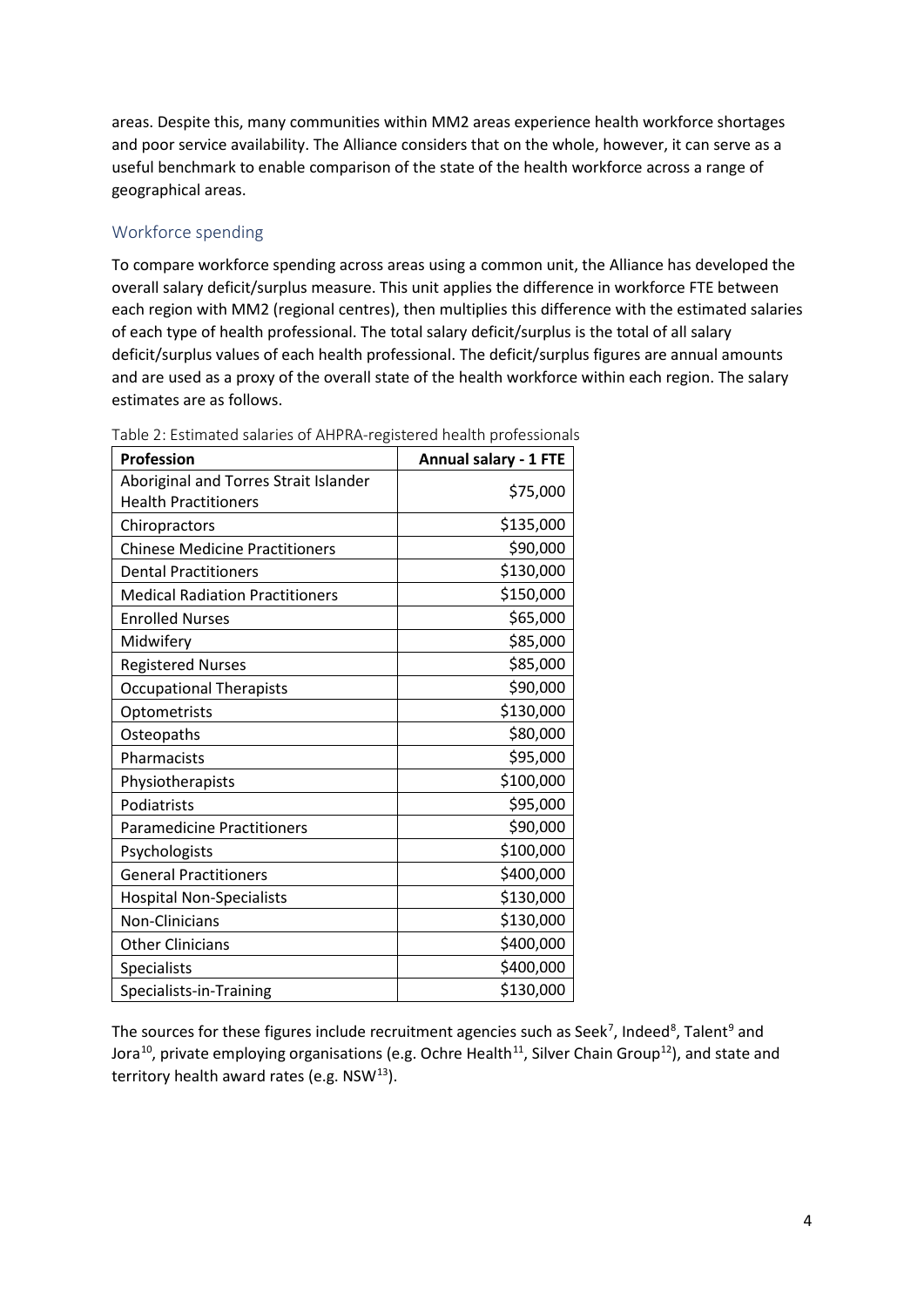areas. Despite this, many communities within MM2 areas experience health workforce shortages and poor service availability. The Alliance considers that on the whole, however, it can serve as a useful benchmark to enable comparison of the state of the health workforce across a range of geographical areas.

## Workforce spending

To compare workforce spending across areas using a common unit, the Alliance has developed the overall salary deficit/surplus measure. This unit applies the difference in workforce FTE between each region with MM2 (regional centres), then multiplies this difference with the estimated salaries of each type of health professional. The total salary deficit/surplus is the total of all salary deficit/surplus values of each health professional. The deficit/surplus figures are annual amounts and are used as a proxy of the overall state of the health workforce within each region. The salary estimates are as follows.

Table 2: Estimated salaries of AHPRA-registered health professionals

| Profession | Annual salary - 1 FTE |
| --- | --- |
| Aboriginal and Torres Strait Islander Health Practitioners | $75,000 |
| Chiropractors | $135,000 |
| Chinese Medicine Practitioners | $90,000 |
| Dental Practitioners | $130,000 |
| Medical Radiation Practitioners | $150,000 |
| Enrolled Nurses | $65,000 |
| Midwifery | $85,000 |
| Registered Nurses | $85,000 |
| Occupational Therapists | $90,000 |
| Optometrists | $130,000 |
| Osteopaths | $80,000 |
| Pharmacists | $95,000 |
| Physiotherapists | $100,000 |
| Podiatrists | $95,000 |
| Paramedicine Practitioners | $90,000 |
| Psychologists | $100,000 |
| General Practitioners | $400,000 |
| Hospital Non-Specialists | $130,000 |
| Non-Clinicians | $130,000 |
| Other Clinicians | $400,000 |
| Specialists | $400,000 |
| Specialists-in-Training | $130,000 |

The sources for these figures include recruitment agencies such as Seek[7], Indeed[8], Talent[9] and Jora[10], private employing organisations (e.g. Ochre Health[11], Silver Chain Group[12]), and state and territory health award rates (e.g. NSW[13]).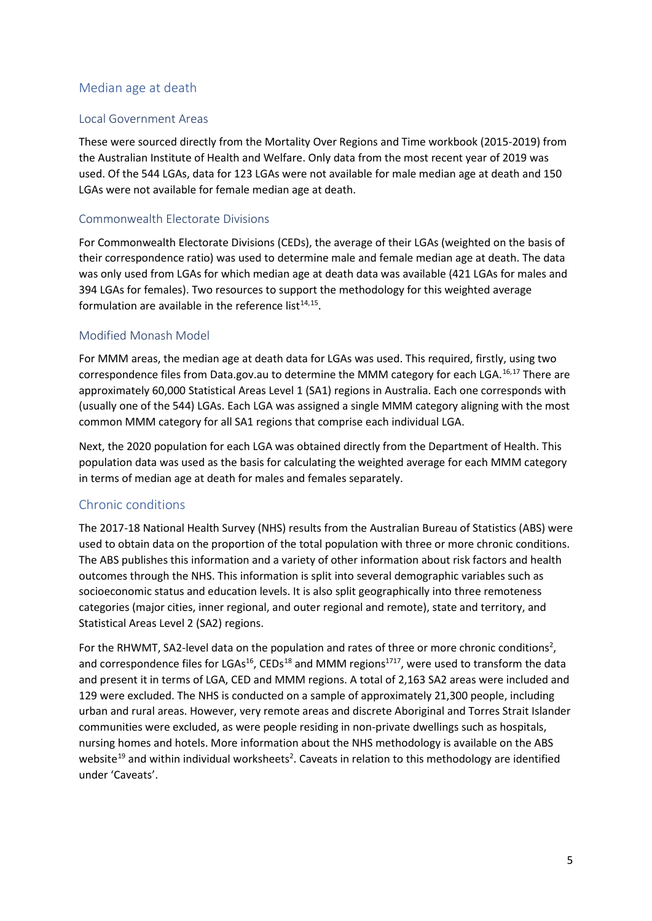## Median age at death

### Local Government Areas

These were sourced directly from the Mortality Over Regions and Time workbook (2015-2019) from the Australian Institute of Health and Welfare. Only data from the most recent year of 2019 was used. Of the 544 LGAs, data for 123 LGAs were not available for male median age at death and 150 LGAs were not available for female median age at death.

### Commonwealth Electorate Divisions

For Commonwealth Electorate Divisions (CEDs), the average of their LGAs (weighted on the basis of their correspondence ratio) was used to determine male and female median age at death. The data was only used from LGAs for which median age at death data was available (421 LGAs for males and 394 LGAs for females). Two resources to support the methodology for this weighted average formulation are available in the reference list[14,15].

### Modified Monash Model

For MMM areas, the median age at death data for LGAs was used. This required, firstly, using two correspondence files from Data.gov.au to determine the MMM category for each LGA.[16,17] There are approximately 60,000 Statistical Areas Level 1 (SA1) regions in Australia. Each one corresponds with (usually one of the 544) LGAs. Each LGA was assigned a single MMM category aligning with the most common MMM category for all SA1 regions that comprise each individual LGA.

Next, the 2020 population for each LGA was obtained directly from the Department of Health. This population data was used as the basis for calculating the weighted average for each MMM category in terms of median age at death for males and females separately.

## Chronic conditions

The 2017-18 National Health Survey (NHS) results from the Australian Bureau of Statistics (ABS) were used to obtain data on the proportion of the total population with three or more chronic conditions. The ABS publishes this information and a variety of other information about risk factors and health outcomes through the NHS. This information is split into several demographic variables such as socioeconomic status and education levels. It is also split geographically into three remoteness categories (major cities, inner regional, and outer regional and remote), state and territory, and Statistical Areas Level 2 (SA2) regions.

For the RHWMT, SA2-level data on the population and rates of three or more chronic conditions[2], and correspondence files for LGAs[16], CEDs[18] and MMM regions[1717], were used to transform the data and present it in terms of LGA, CED and MMM regions. A total of 2,163 SA2 areas were included and 129 were excluded. The NHS is conducted on a sample of approximately 21,300 people, including urban and rural areas. However, very remote areas and discrete Aboriginal and Torres Strait Islander communities were excluded, as were people residing in non-private dwellings such as hospitals, nursing homes and hotels. More information about the NHS methodology is available on the ABS website[19] and within individual worksheets[2]. Caveats in relation to this methodology are identified under 'Caveats'.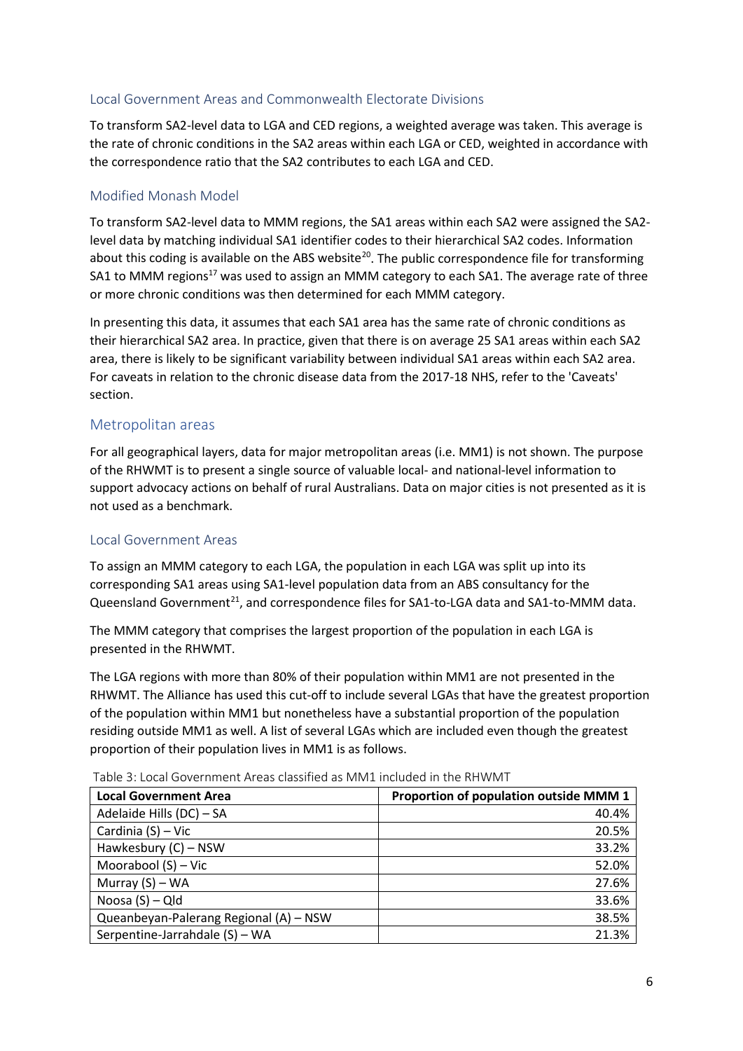### Local Government Areas and Commonwealth Electorate Divisions

To transform SA2-level data to LGA and CED regions, a weighted average was taken. This average is the rate of chronic conditions in the SA2 areas within each LGA or CED, weighted in accordance with the correspondence ratio that the SA2 contributes to each LGA and CED.

### Modified Monash Model

To transform SA2-level data to MMM regions, the SA1 areas within each SA2 were assigned the SA2-level data by matching individual SA1 identifier codes to their hierarchical SA2 codes. Information about this coding is available on the ABS website[20]. The public correspondence file for transforming SA1 to MMM regions[17] was used to assign an MMM category to each SA1. The average rate of three or more chronic conditions was then determined for each MMM category.

In presenting this data, it assumes that each SA1 area has the same rate of chronic conditions as their hierarchical SA2 area. In practice, given that there is on average 25 SA1 areas within each SA2 area, there is likely to be significant variability between individual SA1 areas within each SA2 area. For caveats in relation to the chronic disease data from the 2017-18 NHS, refer to the 'Caveats' section.

## Metropolitan areas

For all geographical layers, data for major metropolitan areas (i.e. MM1) is not shown. The purpose of the RHWMT is to present a single source of valuable local- and national-level information to support advocacy actions on behalf of rural Australians. Data on major cities is not presented as it is not used as a benchmark.

### Local Government Areas

To assign an MMM category to each LGA, the population in each LGA was split up into its corresponding SA1 areas using SA1-level population data from an ABS consultancy for the Queensland Government[21], and correspondence files for SA1-to-LGA data and SA1-to-MMM data.

The MMM category that comprises the largest proportion of the population in each LGA is presented in the RHWMT.

The LGA regions with more than 80% of their population within MM1 are not presented in the RHWMT. The Alliance has used this cut-off to include several LGAs that have the greatest proportion of the population within MM1 but nonetheless have a substantial proportion of the population residing outside MM1 as well. A list of several LGAs which are included even though the greatest proportion of their population lives in MM1 is as follows.

Table 3: Local Government Areas classified as MM1 included in the RHWMT

| Local Government Area | Proportion of population outside MMM 1 |
|---|---:|
| Adelaide Hills (DC) – SA | 40.4% |
| Cardinia (S) – Vic | 20.5% |
| Hawkesbury (C) – NSW | 33.2% |
| Moorabool (S) – Vic | 52.0% |
| Murray (S) – WA | 27.6% |
| Noosa (S) – Qld | 33.6% |
| Queanbeyan-Palerang Regional (A) – NSW | 38.5% |
| Serpentine-Jarrahdale (S) – WA | 21.3% |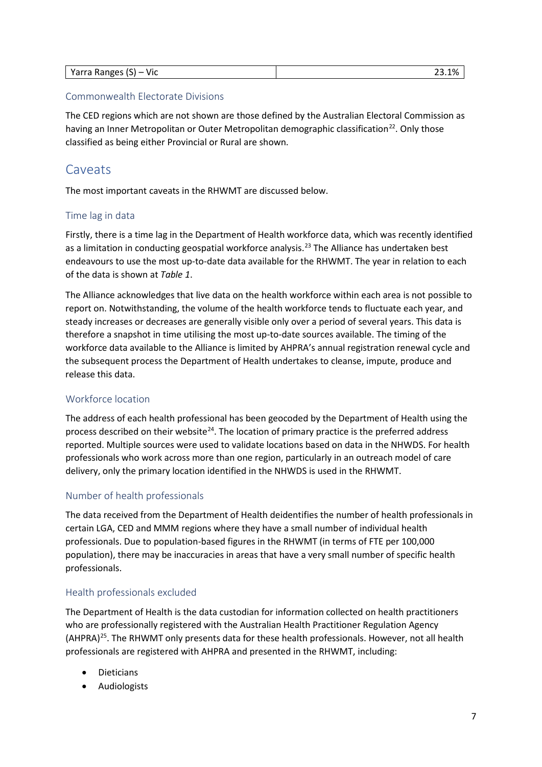| Yarra Ranges (S) – Vic | 23.1% |
| --- | --- |

### Commonwealth Electorate Divisions

The CED regions which are not shown are those defined by the Australian Electoral Commission as having an Inner Metropolitan or Outer Metropolitan demographic classification[22]. Only those classified as being either Provincial or Rural are shown.

## Caveats

The most important caveats in the RHWMT are discussed below.

### Time lag in data

Firstly, there is a time lag in the Department of Health workforce data, which was recently identified as a limitation in conducting geospatial workforce analysis.[23] The Alliance has undertaken best endeavours to use the most up-to-date data available for the RHWMT. The year in relation to each of the data is shown at *Table 1*.

The Alliance acknowledges that live data on the health workforce within each area is not possible to report on. Notwithstanding, the volume of the health workforce tends to fluctuate each year, and steady increases or decreases are generally visible only over a period of several years. This data is therefore a snapshot in time utilising the most up-to-date sources available. The timing of the workforce data available to the Alliance is limited by AHPRA's annual registration renewal cycle and the subsequent process the Department of Health undertakes to cleanse, impute, produce and release this data.

### Workforce location

The address of each health professional has been geocoded by the Department of Health using the process described on their website[24]. The location of primary practice is the preferred address reported. Multiple sources were used to validate locations based on data in the NHWDS. For health professionals who work across more than one region, particularly in an outreach model of care delivery, only the primary location identified in the NHWDS is used in the RHWMT.

### Number of health professionals

The data received from the Department of Health deidentifies the number of health professionals in certain LGA, CED and MMM regions where they have a small number of individual health professionals. Due to population-based figures in the RHWMT (in terms of FTE per 100,000 population), there may be inaccuracies in areas that have a very small number of specific health professionals.

### Health professionals excluded

The Department of Health is the data custodian for information collected on health practitioners who are professionally registered with the Australian Health Practitioner Regulation Agency (AHPRA)[25]. The RHWMT only presents data for these health professionals. However, not all health professionals are registered with AHPRA and presented in the RHWMT, including:

- Dieticians
- Audiologists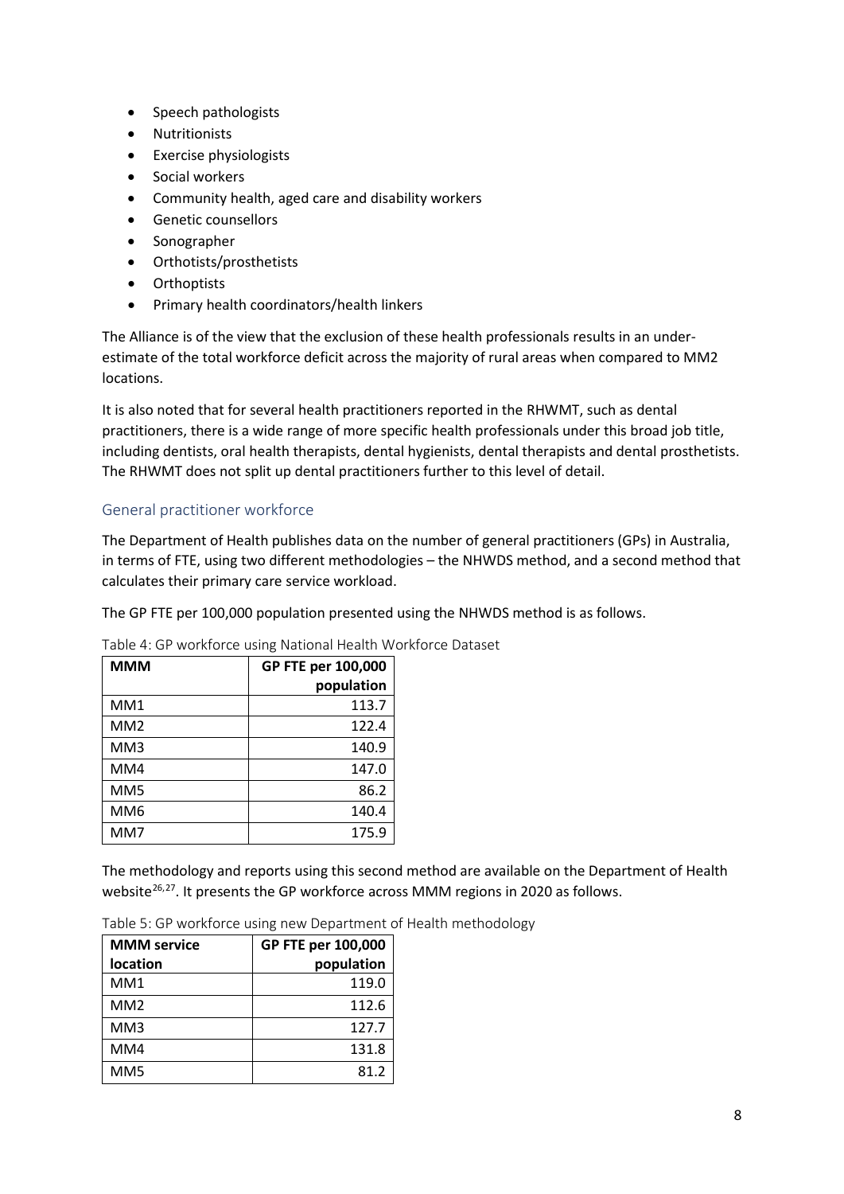- Speech pathologists
- Nutritionists
- Exercise physiologists
- Social workers
- Community health, aged care and disability workers
- Genetic counsellors
- Sonographer
- Orthotists/prosthetists
- Orthoptists
- Primary health coordinators/health linkers

The Alliance is of the view that the exclusion of these health professionals results in an under-estimate of the total workforce deficit across the majority of rural areas when compared to MM2 locations.

It is also noted that for several health practitioners reported in the RHWMT, such as dental practitioners, there is a wide range of more specific health professionals under this broad job title, including dentists, oral health therapists, dental hygienists, dental therapists and dental prosthetists. The RHWMT does not split up dental practitioners further to this level of detail.

## General practitioner workforce

The Department of Health publishes data on the number of general practitioners (GPs) in Australia, in terms of FTE, using two different methodologies – the NHWDS method, and a second method that calculates their primary care service workload.

The GP FTE per 100,000 population presented using the NHWDS method is as follows.

Table 4: GP workforce using National Health Workforce Dataset

| MMM | GP FTE per 100,000 population |
|---|---:|
| MM1 | 113.7 |
| MM2 | 122.4 |
| MM3 | 140.9 |
| MM4 | 147.0 |
| MM5 | 86.2 |
| MM6 | 140.4 |
| MM7 | 175.9 |

The methodology and reports using this second method are available on the Department of Health website[26,27]. It presents the GP workforce across MMM regions in 2020 as follows.

Table 5: GP workforce using new Department of Health methodology

| MMM service location | GP FTE per 100,000 population |
|---|---:|
| MM1 | 119.0 |
| MM2 | 112.6 |
| MM3 | 127.7 |
| MM4 | 131.8 |
| MM5 | 81.2 |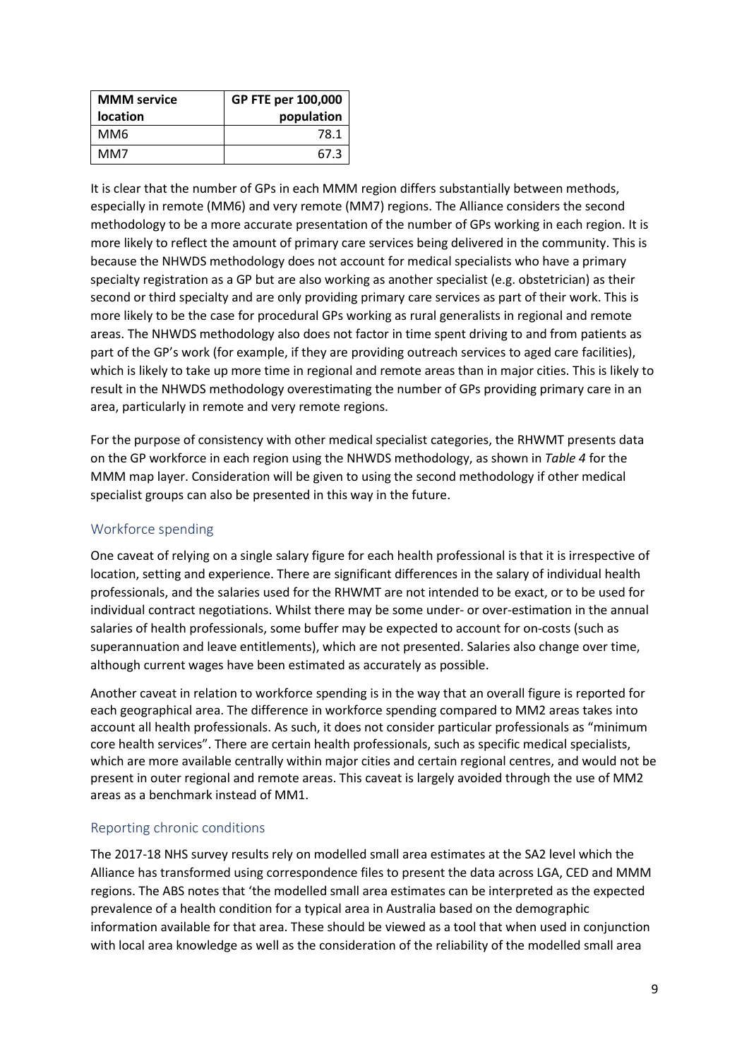| MMM service location | GP FTE per 100,000 population |
|---|---|
| MM6 | 78.1 |
| MM7 | 67.3 |

It is clear that the number of GPs in each MMM region differs substantially between methods, especially in remote (MM6) and very remote (MM7) regions. The Alliance considers the second methodology to be a more accurate presentation of the number of GPs working in each region. It is more likely to reflect the amount of primary care services being delivered in the community. This is because the NHWDS methodology does not account for medical specialists who have a primary specialty registration as a GP but are also working as another specialist (e.g. obstetrician) as their second or third specialty and are only providing primary care services as part of their work. This is more likely to be the case for procedural GPs working as rural generalists in regional and remote areas. The NHWDS methodology also does not factor in time spent driving to and from patients as part of the GP's work (for example, if they are providing outreach services to aged care facilities), which is likely to take up more time in regional and remote areas than in major cities. This is likely to result in the NHWDS methodology overestimating the number of GPs providing primary care in an area, particularly in remote and very remote regions.

For the purpose of consistency with other medical specialist categories, the RHWMT presents data on the GP workforce in each region using the NHWDS methodology, as shown in *Table 4* for the MMM map layer. Consideration will be given to using the second methodology if other medical specialist groups can also be presented in this way in the future.

## Workforce spending

One caveat of relying on a single salary figure for each health professional is that it is irrespective of location, setting and experience. There are significant differences in the salary of individual health professionals, and the salaries used for the RHWMT are not intended to be exact, or to be used for individual contract negotiations. Whilst there may be some under- or over-estimation in the annual salaries of health professionals, some buffer may be expected to account for on-costs (such as superannuation and leave entitlements), which are not presented. Salaries also change over time, although current wages have been estimated as accurately as possible.

Another caveat in relation to workforce spending is in the way that an overall figure is reported for each geographical area. The difference in workforce spending compared to MM2 areas takes into account all health professionals. As such, it does not consider particular professionals as "minimum core health services". There are certain health professionals, such as specific medical specialists, which are more available centrally within major cities and certain regional centres, and would not be present in outer regional and remote areas. This caveat is largely avoided through the use of MM2 areas as a benchmark instead of MM1.

## Reporting chronic conditions

The 2017-18 NHS survey results rely on modelled small area estimates at the SA2 level which the Alliance has transformed using correspondence files to present the data across LGA, CED and MMM regions. The ABS notes that 'the modelled small area estimates can be interpreted as the expected prevalence of a health condition for a typical area in Australia based on the demographic information available for that area. These should be viewed as a tool that when used in conjunction with local area knowledge as well as the consideration of the reliability of the modelled small area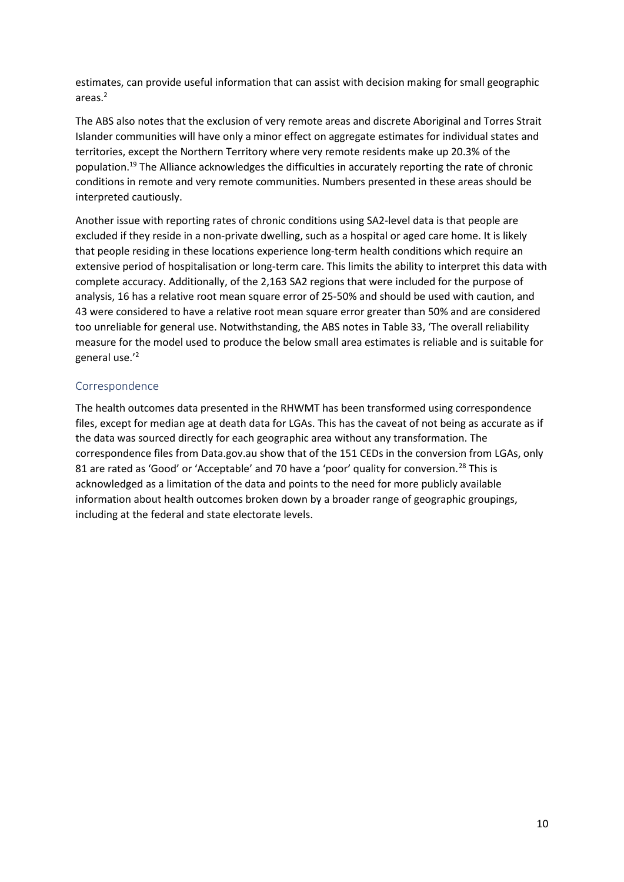estimates, can provide useful information that can assist with decision making for small geographic areas.[2]

The ABS also notes that the exclusion of very remote areas and discrete Aboriginal and Torres Strait Islander communities will have only a minor effect on aggregate estimates for individual states and territories, except the Northern Territory where very remote residents make up 20.3% of the population.[19] The Alliance acknowledges the difficulties in accurately reporting the rate of chronic conditions in remote and very remote communities. Numbers presented in these areas should be interpreted cautiously.

Another issue with reporting rates of chronic conditions using SA2-level data is that people are excluded if they reside in a non-private dwelling, such as a hospital or aged care home. It is likely that people residing in these locations experience long-term health conditions which require an extensive period of hospitalisation or long-term care. This limits the ability to interpret this data with complete accuracy. Additionally, of the 2,163 SA2 regions that were included for the purpose of analysis, 16 has a relative root mean square error of 25-50% and should be used with caution, and 43 were considered to have a relative root mean square error greater than 50% and are considered too unreliable for general use. Notwithstanding, the ABS notes in Table 33, 'The overall reliability measure for the model used to produce the below small area estimates is reliable and is suitable for general use.'[2]

## Correspondence

The health outcomes data presented in the RHWMT has been transformed using correspondence files, except for median age at death data for LGAs. This has the caveat of not being as accurate as if the data was sourced directly for each geographic area without any transformation. The correspondence files from Data.gov.au show that of the 151 CEDs in the conversion from LGAs, only 81 are rated as 'Good' or 'Acceptable' and 70 have a 'poor' quality for conversion.[28] This is acknowledged as a limitation of the data and points to the need for more publicly available information about health outcomes broken down by a broader range of geographic groupings, including at the federal and state electorate levels.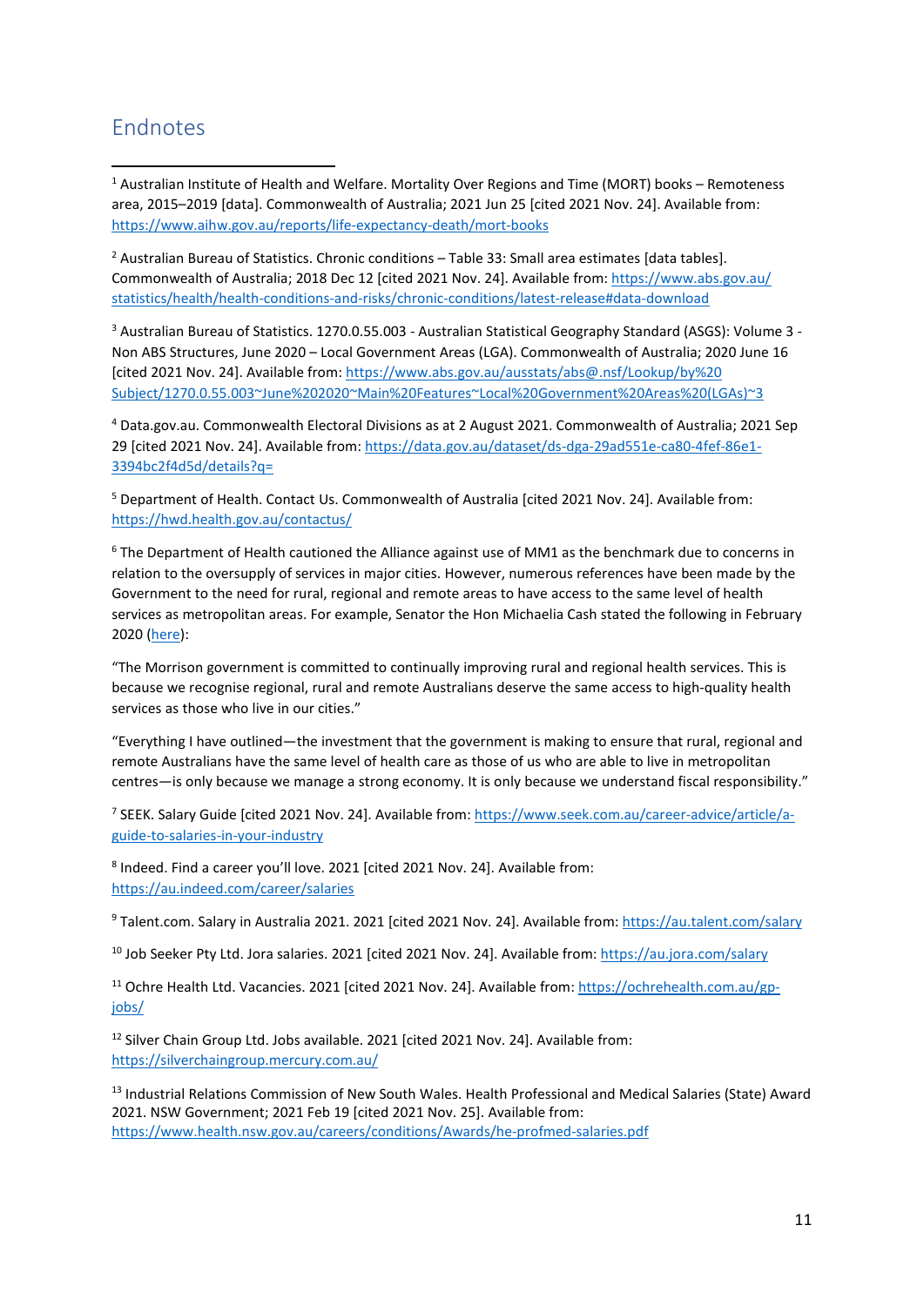## Endnotes

[1] Australian Institute of Health and Welfare. Mortality Over Regions and Time (MORT) books – Remoteness area, 2015–2019 [data]. Commonwealth of Australia; 2021 Jun 25 [cited 2021 Nov. 24]. Available from: https://www.aihw.gov.au/reports/life-expectancy-death/mort-books

[2] Australian Bureau of Statistics. Chronic conditions – Table 33: Small area estimates [data tables]. Commonwealth of Australia; 2018 Dec 12 [cited 2021 Nov. 24]. Available from: https://www.abs.gov.au/statistics/health/health-conditions-and-risks/chronic-conditions/latest-release#data-download

[3] Australian Bureau of Statistics. 1270.0.55.003 - Australian Statistical Geography Standard (ASGS): Volume 3 - Non ABS Structures, June 2020 – Local Government Areas (LGA). Commonwealth of Australia; 2020 June 16 [cited 2021 Nov. 24]. Available from: https://www.abs.gov.au/ausstats/abs@.nsf/Lookup/by%20Subject/1270.0.55.003~June%202020~Main%20Features~Local%20Government%20Areas%20(LGAs)~3

[4] Data.gov.au. Commonwealth Electoral Divisions as at 2 August 2021. Commonwealth of Australia; 2021 Sep 29 [cited 2021 Nov. 24]. Available from: https://data.gov.au/dataset/ds-dga-29ad551e-ca80-4fef-86e1-3394bc2f4d5d/details?q=

[5] Department of Health. Contact Us. Commonwealth of Australia [cited 2021 Nov. 24]. Available from: https://hwd.health.gov.au/contactus/

[6] The Department of Health cautioned the Alliance against use of MM1 as the benchmark due to concerns in relation to the oversupply of services in major cities. However, numerous references have been made by the Government to the need for rural, regional and remote areas to have access to the same level of health services as metropolitan areas. For example, Senator the Hon Michaelia Cash stated the following in February 2020 (here):

"The Morrison government is committed to continually improving rural and regional health services. This is because we recognise regional, rural and remote Australians deserve the same access to high-quality health services as those who live in our cities."

"Everything I have outlined—the investment that the government is making to ensure that rural, regional and remote Australians have the same level of health care as those of us who are able to live in metropolitan centres—is only because we manage a strong economy. It is only because we understand fiscal responsibility."

[7] SEEK. Salary Guide [cited 2021 Nov. 24]. Available from: https://www.seek.com.au/career-advice/article/a-guide-to-salaries-in-your-industry

[8] Indeed. Find a career you'll love. 2021 [cited 2021 Nov. 24]. Available from: https://au.indeed.com/career/salaries

[9] Talent.com. Salary in Australia 2021. 2021 [cited 2021 Nov. 24]. Available from: https://au.talent.com/salary

[10] Job Seeker Pty Ltd. Jora salaries. 2021 [cited 2021 Nov. 24]. Available from: https://au.jora.com/salary

[11] Ochre Health Ltd. Vacancies. 2021 [cited 2021 Nov. 24]. Available from: https://ochrehealth.com.au/gp-jobs/

[12] Silver Chain Group Ltd. Jobs available. 2021 [cited 2021 Nov. 24]. Available from: https://silverchaingroup.mercury.com.au/

[13] Industrial Relations Commission of New South Wales. Health Professional and Medical Salaries (State) Award 2021. NSW Government; 2021 Feb 19 [cited 2021 Nov. 25]. Available from: https://www.health.nsw.gov.au/careers/conditions/Awards/he-profmed-salaries.pdf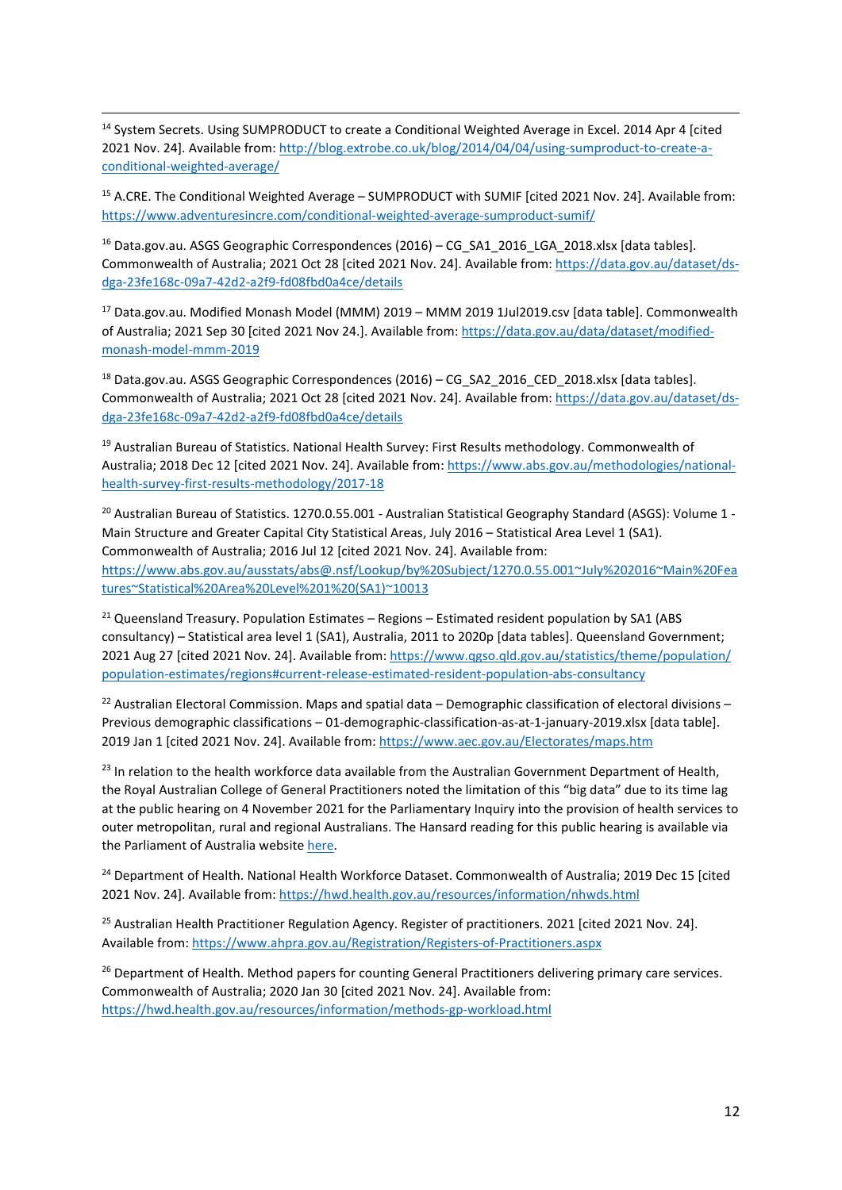[14] System Secrets. Using SUMPRODUCT to create a Conditional Weighted Average in Excel. 2014 Apr 4 [cited 2021 Nov. 24]. Available from: http://blog.extrobe.co.uk/blog/2014/04/04/using-sumproduct-to-create-a-conditional-weighted-average/

[15] A.CRE. The Conditional Weighted Average – SUMPRODUCT with SUMIF [cited 2021 Nov. 24]. Available from: https://www.adventuresincre.com/conditional-weighted-average-sumproduct-sumif/

[16] Data.gov.au. ASGS Geographic Correspondences (2016) – CG_SA1_2016_LGA_2018.xlsx [data tables]. Commonwealth of Australia; 2021 Oct 28 [cited 2021 Nov. 24]. Available from: https://data.gov.au/dataset/ds-dga-23fe168c-09a7-42d2-a2f9-fd08fbd0a4ce/details

[17] Data.gov.au. Modified Monash Model (MMM) 2019 – MMM 2019 1Jul2019.csv [data table]. Commonwealth of Australia; 2021 Sep 30 [cited 2021 Nov 24.]. Available from: https://data.gov.au/data/dataset/modified-monash-model-mmm-2019

[18] Data.gov.au. ASGS Geographic Correspondences (2016) – CG_SA2_2016_CED_2018.xlsx [data tables]. Commonwealth of Australia; 2021 Oct 28 [cited 2021 Nov. 24]. Available from: https://data.gov.au/dataset/ds-dga-23fe168c-09a7-42d2-a2f9-fd08fbd0a4ce/details

[19] Australian Bureau of Statistics. National Health Survey: First Results methodology. Commonwealth of Australia; 2018 Dec 12 [cited 2021 Nov. 24]. Available from: https://www.abs.gov.au/methodologies/national-health-survey-first-results-methodology/2017-18

[20] Australian Bureau of Statistics. 1270.0.55.001 - Australian Statistical Geography Standard (ASGS): Volume 1 - Main Structure and Greater Capital City Statistical Areas, July 2016 – Statistical Area Level 1 (SA1). Commonwealth of Australia; 2016 Jul 12 [cited 2021 Nov. 24]. Available from: https://www.abs.gov.au/ausstats/abs@.nsf/Lookup/by%20Subject/1270.0.55.001~July%202016~Main%20Features~Statistical%20Area%20Level%201%20(SA1)~10013

[21] Queensland Treasury. Population Estimates – Regions – Estimated resident population by SA1 (ABS consultancy) – Statistical area level 1 (SA1), Australia, 2011 to 2020p [data tables]. Queensland Government; 2021 Aug 27 [cited 2021 Nov. 24]. Available from: https://www.qgso.qld.gov.au/statistics/theme/population/population-estimates/regions#current-release-estimated-resident-population-abs-consultancy

[22] Australian Electoral Commission. Maps and spatial data – Demographic classification of electoral divisions – Previous demographic classifications – 01-demographic-classification-as-at-1-january-2019.xlsx [data table]. 2019 Jan 1 [cited 2021 Nov. 24]. Available from: https://www.aec.gov.au/Electorates/maps.htm

[23] In relation to the health workforce data available from the Australian Government Department of Health, the Royal Australian College of General Practitioners noted the limitation of this "big data" due to its time lag at the public hearing on 4 November 2021 for the Parliamentary Inquiry into the provision of health services to outer metropolitan, rural and regional Australians. The Hansard reading for this public hearing is available via the Parliament of Australia website here.

[24] Department of Health. National Health Workforce Dataset. Commonwealth of Australia; 2019 Dec 15 [cited 2021 Nov. 24]. Available from: https://hwd.health.gov.au/resources/information/nhwds.html

[25] Australian Health Practitioner Regulation Agency. Register of practitioners. 2021 [cited 2021 Nov. 24]. Available from: https://www.ahpra.gov.au/Registration/Registers-of-Practitioners.aspx

[26] Department of Health. Method papers for counting General Practitioners delivering primary care services. Commonwealth of Australia; 2020 Jan 30 [cited 2021 Nov. 24]. Available from: https://hwd.health.gov.au/resources/information/methods-gp-workload.html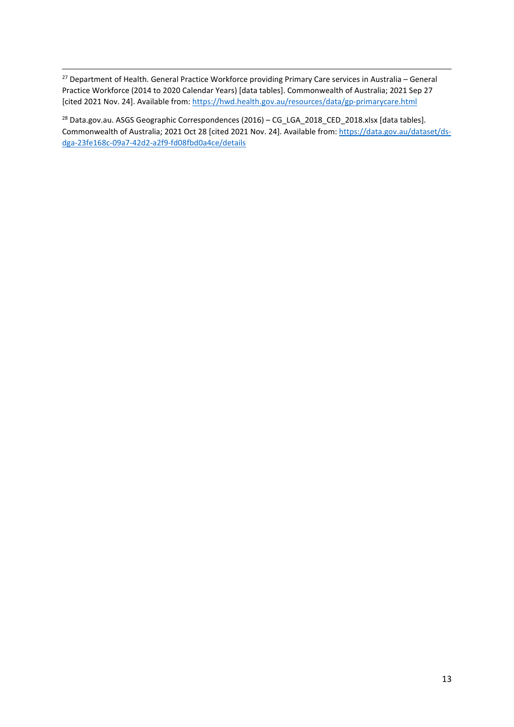[27] Department of Health. General Practice Workforce providing Primary Care services in Australia – General Practice Workforce (2014 to 2020 Calendar Years) [data tables]. Commonwealth of Australia; 2021 Sep 27 [cited 2021 Nov. 24]. Available from: https://hwd.health.gov.au/resources/data/gp-primarycare.html

[28] Data.gov.au. ASGS Geographic Correspondences (2016) – CG_LGA_2018_CED_2018.xlsx [data tables]. Commonwealth of Australia; 2021 Oct 28 [cited 2021 Nov. 24]. Available from: https://data.gov.au/dataset/ds-dga-23fe168c-09a7-42d2-a2f9-fd08fbd0a4ce/details